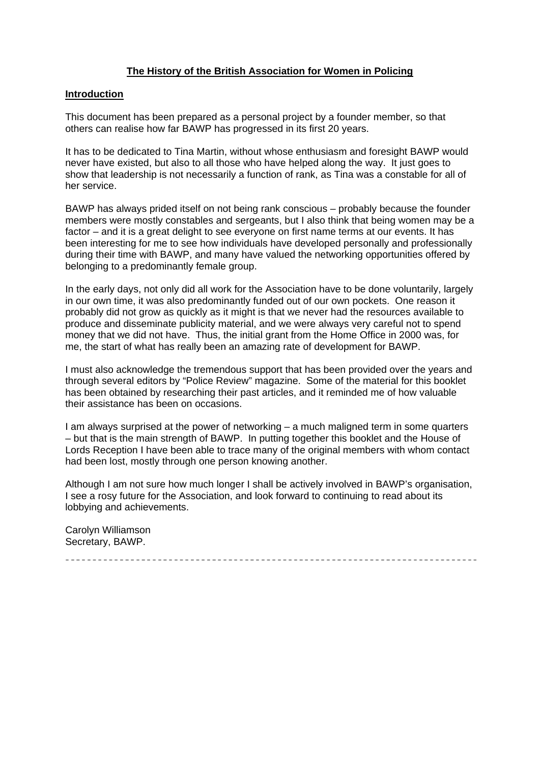# The History of the British Association for Women in Policing

## Introduction

This document has been prepared as a personal project by a founder member, so that others can realise how far BAWP has progressed in its first 20 years.

It has to be dedicated to Tina Martin, without whose enthusiasm and foresight BAWP would never have existed, but also to all those who have helped along the way. It just goes to show that leadership is not necessarily a function of rank, as Tina was a constable for all of her service.

BAWP has always prided itself on not being rank conscious – probably because the founder members were mostly constables and sergeants, but I also think that being women may be a factor – and it is a great delight to see everyone on first name terms at our events. It has been interesting for me to see how individuals have developed personally and professionally during their time with BAWP, and many have valued the networking opportunities offered by belonging to a predominantly female group.

In the early days, not only did all work for the Association have to be done voluntarily, largely in our own time, it was also predominantly funded out of our own pockets. One reason it probably did not grow as quickly as it might is that we never had the resources available to produce and disseminate publicity material, and we were always very careful not to spend money that we did not have. Thus, the initial grant from the Home Office in 2000 was, for me, the start of what has really been an amazing rate of development for BAWP.

I must also acknowledge the tremendous support that has been provided over the years and through several editors by "Police Review" magazine. Some of the material for this booklet has been obtained by researching their past articles, and it reminded me of how valuable their assistance has been on occasions.

I am always surprised at the power of networking – a much maligned term in some quarters – but that is the main strength of BAWP. In putting together this booklet and the House of Lords Reception I have been able to trace many of the original members with whom contact had been lost, mostly through one person knowing another.

Although I am not sure how much longer I shall be actively involved in BAWP's organisation, I see a rosy future for the Association, and look forward to continuing to read about its lobbying and achievements.

Carolyn Williamson
Secretary, BAWP.

---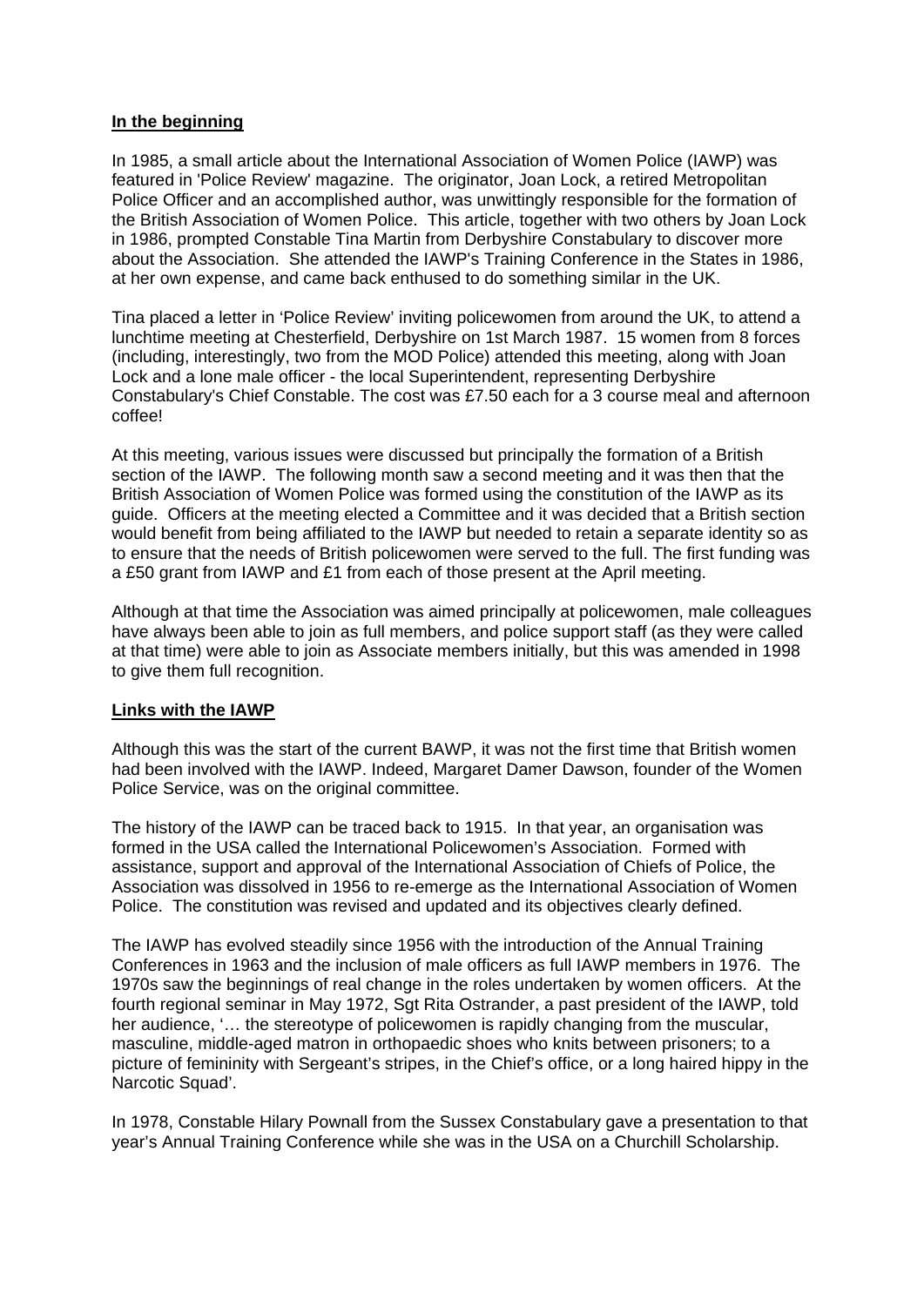**In the beginning**

In 1985, a small article about the International Association of Women Police (IAWP) was featured in 'Police Review' magazine. The originator, Joan Lock, a retired Metropolitan Police Officer and an accomplished author, was unwittingly responsible for the formation of the British Association of Women Police. This article, together with two others by Joan Lock in 1986, prompted Constable Tina Martin from Derbyshire Constabulary to discover more about the Association. She attended the IAWP's Training Conference in the States in 1986, at her own expense, and came back enthused to do something similar in the UK.

Tina placed a letter in 'Police Review' inviting policewomen from around the UK, to attend a lunchtime meeting at Chesterfield, Derbyshire on 1st March 1987. 15 women from 8 forces (including, interestingly, two from the MOD Police) attended this meeting, along with Joan Lock and a lone male officer - the local Superintendent, representing Derbyshire Constabulary's Chief Constable. The cost was £7.50 each for a 3 course meal and afternoon coffee!

At this meeting, various issues were discussed but principally the formation of a British section of the IAWP. The following month saw a second meeting and it was then that the British Association of Women Police was formed using the constitution of the IAWP as its guide. Officers at the meeting elected a Committee and it was decided that a British section would benefit from being affiliated to the IAWP but needed to retain a separate identity so as to ensure that the needs of British policewomen were served to the full. The first funding was a £50 grant from IAWP and £1 from each of those present at the April meeting.

Although at that time the Association was aimed principally at policewomen, male colleagues have always been able to join as full members, and police support staff (as they were called at that time) were able to join as Associate members initially, but this was amended in 1998 to give them full recognition.

**Links with the IAWP**

Although this was the start of the current BAWP, it was not the first time that British women had been involved with the IAWP. Indeed, Margaret Damer Dawson, founder of the Women Police Service, was on the original committee.

The history of the IAWP can be traced back to 1915. In that year, an organisation was formed in the USA called the International Policewomen's Association. Formed with assistance, support and approval of the International Association of Chiefs of Police, the Association was dissolved in 1956 to re-emerge as the International Association of Women Police. The constitution was revised and updated and its objectives clearly defined.

The IAWP has evolved steadily since 1956 with the introduction of the Annual Training Conferences in 1963 and the inclusion of male officers as full IAWP members in 1976. The 1970s saw the beginnings of real change in the roles undertaken by women officers. At the fourth regional seminar in May 1972, Sgt Rita Ostrander, a past president of the IAWP, told her audience, '… the stereotype of policewomen is rapidly changing from the muscular, masculine, middle-aged matron in orthopaedic shoes who knits between prisoners; to a picture of femininity with Sergeant's stripes, in the Chief's office, or a long haired hippy in the Narcotic Squad'.

In 1978, Constable Hilary Pownall from the Sussex Constabulary gave a presentation to that year's Annual Training Conference while she was in the USA on a Churchill Scholarship.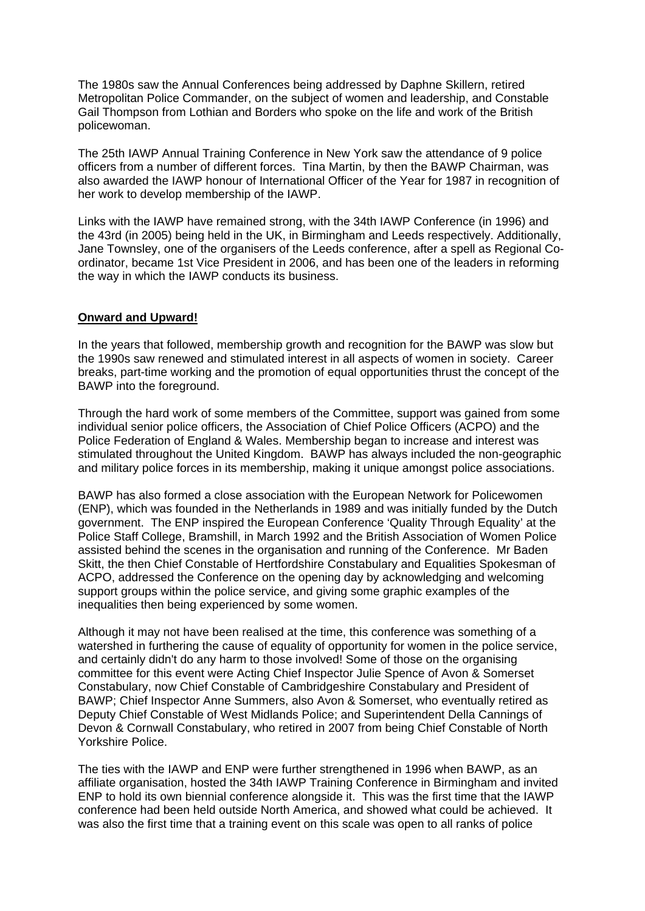The 1980s saw the Annual Conferences being addressed by Daphne Skillern, retired Metropolitan Police Commander, on the subject of women and leadership, and Constable Gail Thompson from Lothian and Borders who spoke on the life and work of the British policewoman.

The 25th IAWP Annual Training Conference in New York saw the attendance of 9 police officers from a number of different forces. Tina Martin, by then the BAWP Chairman, was also awarded the IAWP honour of International Officer of the Year for 1987 in recognition of her work to develop membership of the IAWP.

Links with the IAWP have remained strong, with the 34th IAWP Conference (in 1996) and the 43rd (in 2005) being held in the UK, in Birmingham and Leeds respectively. Additionally, Jane Townsley, one of the organisers of the Leeds conference, after a spell as Regional Co-ordinator, became 1st Vice President in 2006, and has been one of the leaders in reforming the way in which the IAWP conducts its business.

**Onward and Upward!**

In the years that followed, membership growth and recognition for the BAWP was slow but the 1990s saw renewed and stimulated interest in all aspects of women in society. Career breaks, part-time working and the promotion of equal opportunities thrust the concept of the BAWP into the foreground.

Through the hard work of some members of the Committee, support was gained from some individual senior police officers, the Association of Chief Police Officers (ACPO) and the Police Federation of England & Wales. Membership began to increase and interest was stimulated throughout the United Kingdom. BAWP has always included the non-geographic and military police forces in its membership, making it unique amongst police associations.

BAWP has also formed a close association with the European Network for Policewomen (ENP), which was founded in the Netherlands in 1989 and was initially funded by the Dutch government. The ENP inspired the European Conference 'Quality Through Equality' at the Police Staff College, Bramshill, in March 1992 and the British Association of Women Police assisted behind the scenes in the organisation and running of the Conference. Mr Baden Skitt, the then Chief Constable of Hertfordshire Constabulary and Equalities Spokesman of ACPO, addressed the Conference on the opening day by acknowledging and welcoming support groups within the police service, and giving some graphic examples of the inequalities then being experienced by some women.

Although it may not have been realised at the time, this conference was something of a watershed in furthering the cause of equality of opportunity for women in the police service, and certainly didn't do any harm to those involved! Some of those on the organising committee for this event were Acting Chief Inspector Julie Spence of Avon & Somerset Constabulary, now Chief Constable of Cambridgeshire Constabulary and President of BAWP; Chief Inspector Anne Summers, also Avon & Somerset, who eventually retired as Deputy Chief Constable of West Midlands Police; and Superintendent Della Cannings of Devon & Cornwall Constabulary, who retired in 2007 from being Chief Constable of North Yorkshire Police.

The ties with the IAWP and ENP were further strengthened in 1996 when BAWP, as an affiliate organisation, hosted the 34th IAWP Training Conference in Birmingham and invited ENP to hold its own biennial conference alongside it. This was the first time that the IAWP conference had been held outside North America, and showed what could be achieved. It was also the first time that a training event on this scale was open to all ranks of police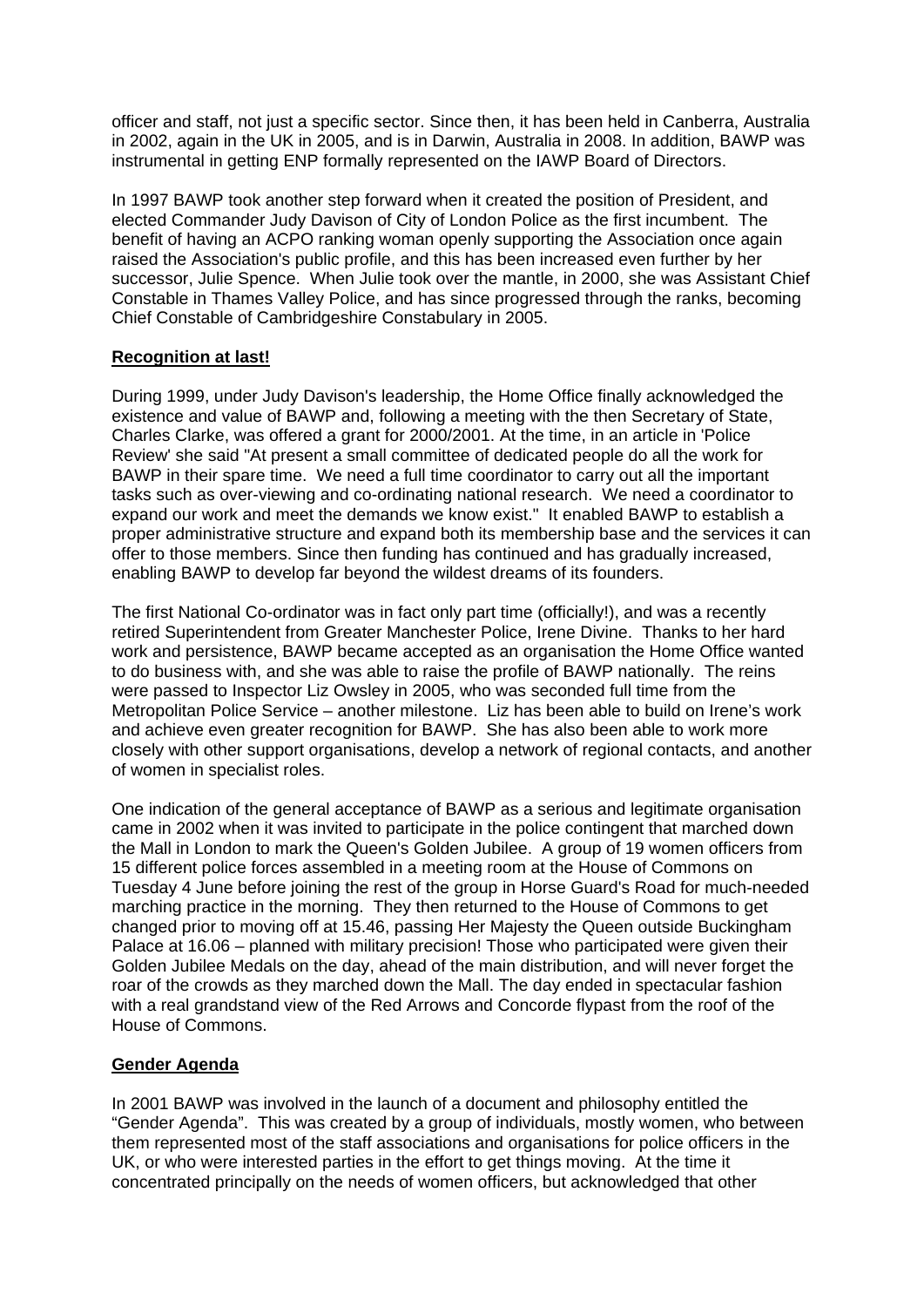officer and staff, not just a specific sector. Since then, it has been held in Canberra, Australia in 2002, again in the UK in 2005, and is in Darwin, Australia in 2008. In addition, BAWP was instrumental in getting ENP formally represented on the IAWP Board of Directors.

In 1997 BAWP took another step forward when it created the position of President, and elected Commander Judy Davison of City of London Police as the first incumbent. The benefit of having an ACPO ranking woman openly supporting the Association once again raised the Association's public profile, and this has been increased even further by her successor, Julie Spence. When Julie took over the mantle, in 2000, she was Assistant Chief Constable in Thames Valley Police, and has since progressed through the ranks, becoming Chief Constable of Cambridgeshire Constabulary in 2005.

## Recognition at last!

During 1999, under Judy Davison's leadership, the Home Office finally acknowledged the existence and value of BAWP and, following a meeting with the then Secretary of State, Charles Clarke, was offered a grant for 2000/2001. At the time, in an article in 'Police Review' she said "At present a small committee of dedicated people do all the work for BAWP in their spare time. We need a full time coordinator to carry out all the important tasks such as over-viewing and co-ordinating national research. We need a coordinator to expand our work and meet the demands we know exist." It enabled BAWP to establish a proper administrative structure and expand both its membership base and the services it can offer to those members. Since then funding has continued and has gradually increased, enabling BAWP to develop far beyond the wildest dreams of its founders.

The first National Co-ordinator was in fact only part time (officially!), and was a recently retired Superintendent from Greater Manchester Police, Irene Divine. Thanks to her hard work and persistence, BAWP became accepted as an organisation the Home Office wanted to do business with, and she was able to raise the profile of BAWP nationally. The reins were passed to Inspector Liz Owsley in 2005, who was seconded full time from the Metropolitan Police Service – another milestone. Liz has been able to build on Irene's work and achieve even greater recognition for BAWP. She has also been able to work more closely with other support organisations, develop a network of regional contacts, and another of women in specialist roles.

One indication of the general acceptance of BAWP as a serious and legitimate organisation came in 2002 when it was invited to participate in the police contingent that marched down the Mall in London to mark the Queen's Golden Jubilee. A group of 19 women officers from 15 different police forces assembled in a meeting room at the House of Commons on Tuesday 4 June before joining the rest of the group in Horse Guard's Road for much-needed marching practice in the morning. They then returned to the House of Commons to get changed prior to moving off at 15.46, passing Her Majesty the Queen outside Buckingham Palace at 16.06 – planned with military precision! Those who participated were given their Golden Jubilee Medals on the day, ahead of the main distribution, and will never forget the roar of the crowds as they marched down the Mall. The day ended in spectacular fashion with a real grandstand view of the Red Arrows and Concorde flypast from the roof of the House of Commons.

## Gender Agenda

In 2001 BAWP was involved in the launch of a document and philosophy entitled the "Gender Agenda". This was created by a group of individuals, mostly women, who between them represented most of the staff associations and organisations for police officers in the UK, or who were interested parties in the effort to get things moving. At the time it concentrated principally on the needs of women officers, but acknowledged that other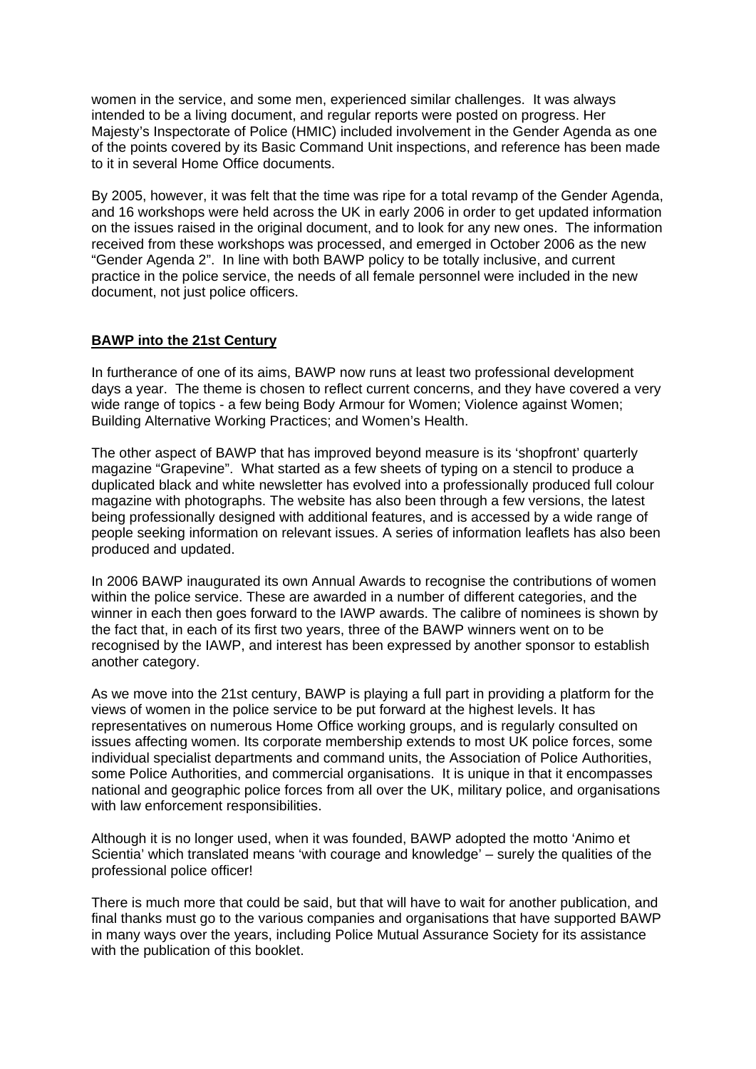women in the service, and some men, experienced similar challenges. It was always intended to be a living document, and regular reports were posted on progress. Her Majesty's Inspectorate of Police (HMIC) included involvement in the Gender Agenda as one of the points covered by its Basic Command Unit inspections, and reference has been made to it in several Home Office documents.

By 2005, however, it was felt that the time was ripe for a total revamp of the Gender Agenda, and 16 workshops were held across the UK in early 2006 in order to get updated information on the issues raised in the original document, and to look for any new ones. The information received from these workshops was processed, and emerged in October 2006 as the new "Gender Agenda 2". In line with both BAWP policy to be totally inclusive, and current practice in the police service, the needs of all female personnel were included in the new document, not just police officers.

## **BAWP into the 21st Century**

In furtherance of one of its aims, BAWP now runs at least two professional development days a year. The theme is chosen to reflect current concerns, and they have covered a very wide range of topics - a few being Body Armour for Women; Violence against Women; Building Alternative Working Practices; and Women's Health.

The other aspect of BAWP that has improved beyond measure is its 'shopfront' quarterly magazine "Grapevine". What started as a few sheets of typing on a stencil to produce a duplicated black and white newsletter has evolved into a professionally produced full colour magazine with photographs. The website has also been through a few versions, the latest being professionally designed with additional features, and is accessed by a wide range of people seeking information on relevant issues. A series of information leaflets has also been produced and updated.

In 2006 BAWP inaugurated its own Annual Awards to recognise the contributions of women within the police service. These are awarded in a number of different categories, and the winner in each then goes forward to the IAWP awards. The calibre of nominees is shown by the fact that, in each of its first two years, three of the BAWP winners went on to be recognised by the IAWP, and interest has been expressed by another sponsor to establish another category.

As we move into the 21st century, BAWP is playing a full part in providing a platform for the views of women in the police service to be put forward at the highest levels. It has representatives on numerous Home Office working groups, and is regularly consulted on issues affecting women. Its corporate membership extends to most UK police forces, some individual specialist departments and command units, the Association of Police Authorities, some Police Authorities, and commercial organisations. It is unique in that it encompasses national and geographic police forces from all over the UK, military police, and organisations with law enforcement responsibilities.

Although it is no longer used, when it was founded, BAWP adopted the motto 'Animo et Scientia' which translated means 'with courage and knowledge' – surely the qualities of the professional police officer!

There is much more that could be said, but that will have to wait for another publication, and final thanks must go to the various companies and organisations that have supported BAWP in many ways over the years, including Police Mutual Assurance Society for its assistance with the publication of this booklet.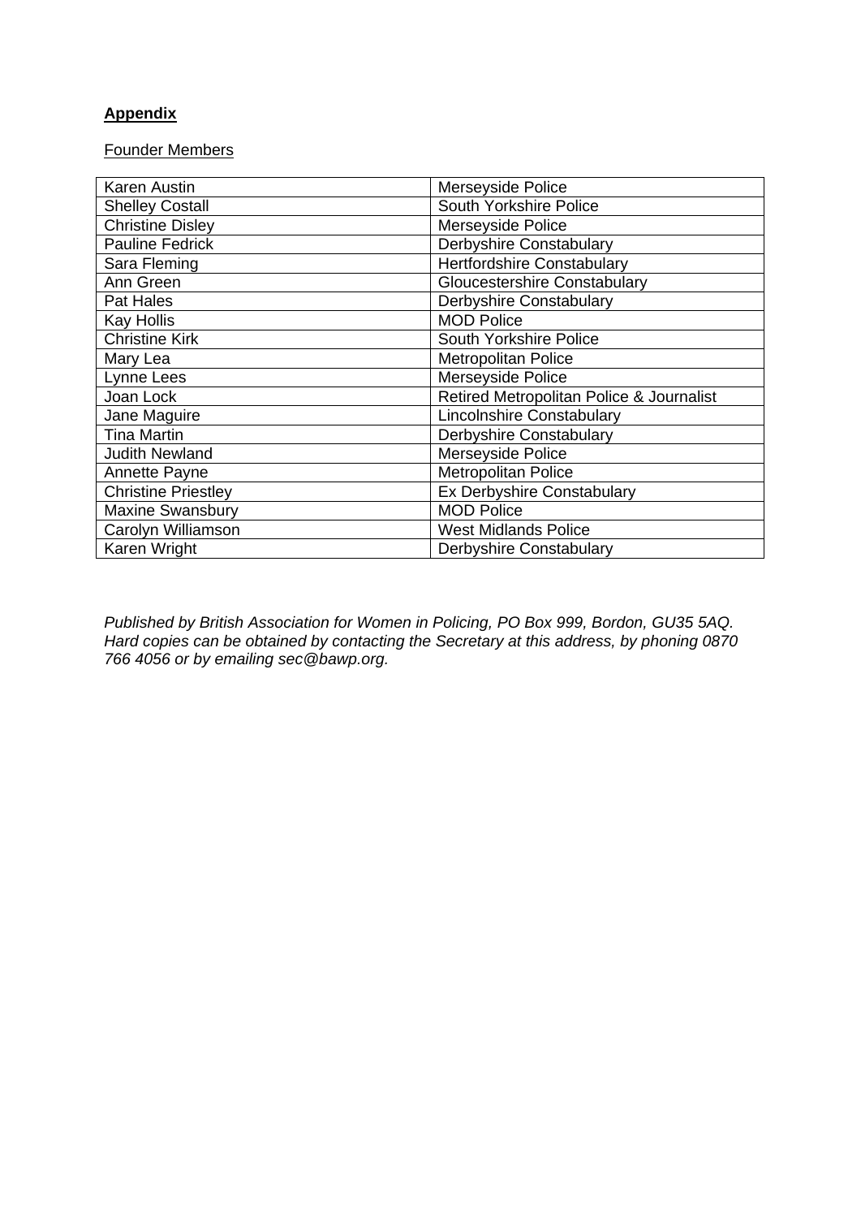**Appendix**

Founder Members

| | |
|---|---|
| Karen Austin | Merseyside Police |
| Shelley Costall | South Yorkshire Police |
| Christine Disley | Merseyside Police |
| Pauline Fedrick | Derbyshire Constabulary |
| Sara Fleming | Hertfordshire Constabulary |
| Ann Green | Gloucestershire Constabulary |
| Pat Hales | Derbyshire Constabulary |
| Kay Hollis | MOD Police |
| Christine Kirk | South Yorkshire Police |
| Mary Lea | Metropolitan Police |
| Lynne Lees | Merseyside Police |
| Joan Lock | Retired Metropolitan Police & Journalist |
| Jane Maguire | Lincolnshire Constabulary |
| Tina Martin | Derbyshire Constabulary |
| Judith Newland | Merseyside Police |
| Annette Payne | Metropolitan Police |
| Christine Priestley | Ex Derbyshire Constabulary |
| Maxine Swansbury | MOD Police |
| Carolyn Williamson | West Midlands Police |
| Karen Wright | Derbyshire Constabulary |

*Published by British Association for Women in Policing, PO Box 999, Bordon, GU35 5AQ. Hard copies can be obtained by contacting the Secretary at this address, by phoning 0870 766 4056 or by emailing sec@bawp.org.*